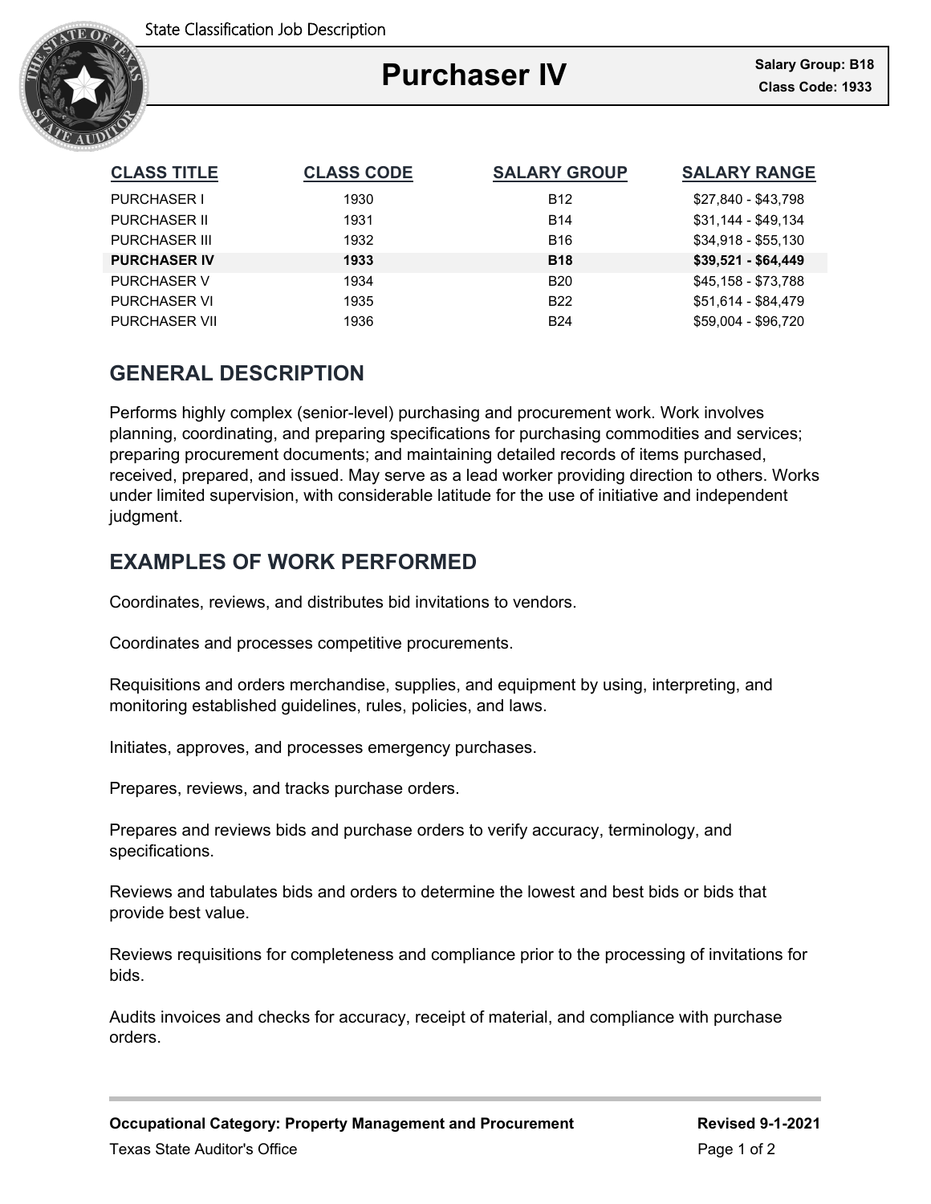State Classification Job Description

# Purchaser IV

**Salary Group: B18**
**Class Code: 1933**

| CLASS TITLE | CLASS CODE | SALARY GROUP | SALARY RANGE |
|---|---|---|---|
| PURCHASER I | 1930 | B12 | $27,840 - $43,798 |
| PURCHASER II | 1931 | B14 | $31,144 - $49,134 |
| PURCHASER III | 1932 | B16 | $34,918 - $55,130 |
| **PURCHASER IV** | **1933** | **B18** | **$39,521 - $64,449** |
| PURCHASER V | 1934 | B20 | $45,158 - $73,788 |
| PURCHASER VI | 1935 | B22 | $51,614 - $84,479 |
| PURCHASER VII | 1936 | B24 | $59,004 - $96,720 |

## GENERAL DESCRIPTION

Performs highly complex (senior-level) purchasing and procurement work. Work involves planning, coordinating, and preparing specifications for purchasing commodities and services; preparing procurement documents; and maintaining detailed records of items purchased, received, prepared, and issued. May serve as a lead worker providing direction to others. Works under limited supervision, with considerable latitude for the use of initiative and independent judgment.

## EXAMPLES OF WORK PERFORMED

Coordinates, reviews, and distributes bid invitations to vendors.

Coordinates and processes competitive procurements.

Requisitions and orders merchandise, supplies, and equipment by using, interpreting, and monitoring established guidelines, rules, policies, and laws.

Initiates, approves, and processes emergency purchases.

Prepares, reviews, and tracks purchase orders.

Prepares and reviews bids and purchase orders to verify accuracy, terminology, and specifications.

Reviews and tabulates bids and orders to determine the lowest and best bids or bids that provide best value.

Reviews requisitions for completeness and compliance prior to the processing of invitations for bids.

Audits invoices and checks for accuracy, receipt of material, and compliance with purchase orders.

**Occupational Category: Property Management and Procurement** **Revised 9-1-2021**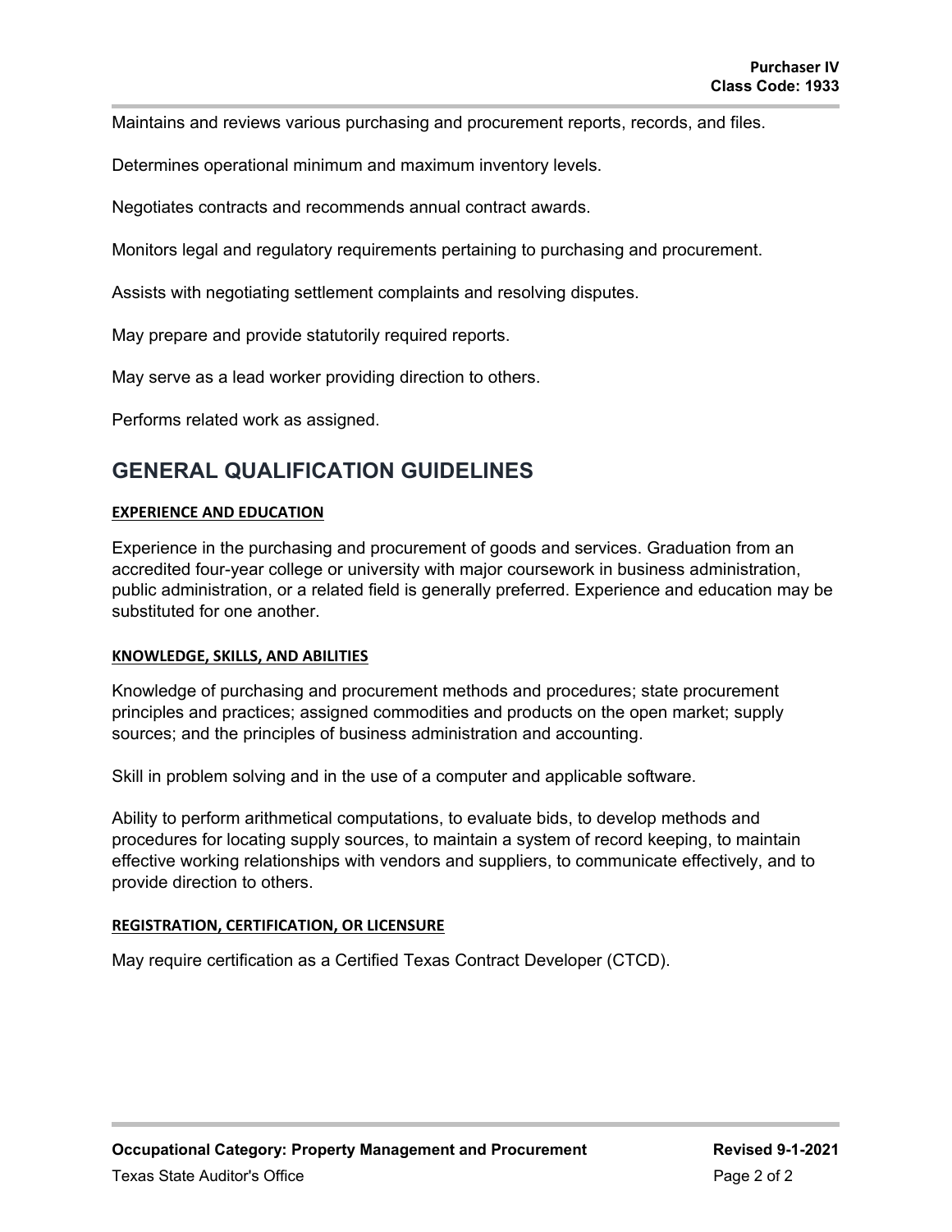Maintains and reviews various purchasing and procurement reports, records, and files.

Determines operational minimum and maximum inventory levels.

Negotiates contracts and recommends annual contract awards.

Monitors legal and regulatory requirements pertaining to purchasing and procurement.

Assists with negotiating settlement complaints and resolving disputes.

May prepare and provide statutorily required reports.

May serve as a lead worker providing direction to others.

Performs related work as assigned.

## GENERAL QUALIFICATION GUIDELINES

### EXPERIENCE AND EDUCATION

Experience in the purchasing and procurement of goods and services. Graduation from an accredited four-year college or university with major coursework in business administration, public administration, or a related field is generally preferred. Experience and education may be substituted for one another.

### KNOWLEDGE, SKILLS, AND ABILITIES

Knowledge of purchasing and procurement methods and procedures; state procurement principles and practices; assigned commodities and products on the open market; supply sources; and the principles of business administration and accounting.

Skill in problem solving and in the use of a computer and applicable software.

Ability to perform arithmetical computations, to evaluate bids, to develop methods and procedures for locating supply sources, to maintain a system of record keeping, to maintain effective working relationships with vendors and suppliers, to communicate effectively, and to provide direction to others.

### REGISTRATION, CERTIFICATION, OR LICENSURE

May require certification as a Certified Texas Contract Developer (CTCD).